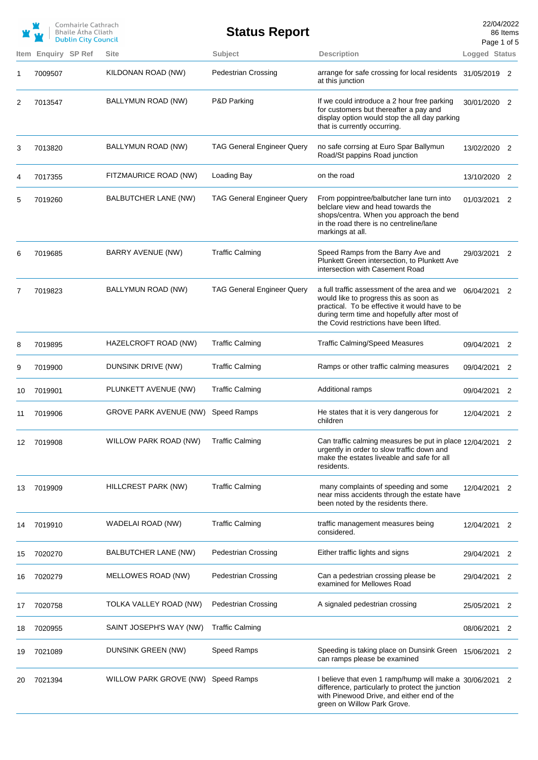Comhairle Cathrach Bhaile Átha Cliath
Dublin City Council

# Status Report

22/04/2022
86 Items

| Item | Enquiry | SP Ref | Site | Subject | Description | Logged | Status |
|---|---|---|---|---|---|---|---|
| 1 | 7009507 | | KILDONAN ROAD (NW) | Pedestrian Crossing | arrange for safe crossing for local residents at this junction | 31/05/2019 | 2 |
| 2 | 7013547 | | BALLYMUN ROAD (NW) | P&D Parking | If we could introduce a 2 hour free parking for customers but thereafter a pay and display option would stop the all day parking that is currently occurring. | 30/01/2020 | 2 |
| 3 | 7013820 | | BALLYMUN ROAD (NW) | TAG General Engineer Query | no safe corrsing at Euro Spar Ballymun Road/St pappins Road junction | 13/02/2020 | 2 |
| 4 | 7017355 | | FITZMAURICE ROAD (NW) | Loading Bay | on the road | 13/10/2020 | 2 |
| 5 | 7019260 | | BALBUTCHER LANE (NW) | TAG General Engineer Query | From poppintree/balbutcher lane turn into belclare view and head towards the shops/centra. When you approach the bend in the road there is no centreline/lane markings at all. | 01/03/2021 | 2 |
| 6 | 7019685 | | BARRY AVENUE (NW) | Traffic Calming | Speed Ramps from the Barry Ave and Plunkett Green intersection, to Plunkett Ave intersection with Casement Road | 29/03/2021 | 2 |
| 7 | 7019823 | | BALLYMUN ROAD (NW) | TAG General Engineer Query | a full traffic assessment of the area and we would like to progress this as soon as practical. To be effective it would have to be during term time and hopefully after most of the Covid restrictions have been lifted. | 06/04/2021 | 2 |
| 8 | 7019895 | | HAZELCROFT ROAD (NW) | Traffic Calming | Traffic Calming/Speed Measures | 09/04/2021 | 2 |
| 9 | 7019900 | | DUNSINK DRIVE (NW) | Traffic Calming | Ramps or other traffic calming measures | 09/04/2021 | 2 |
| 10 | 7019901 | | PLUNKETT AVENUE (NW) | Traffic Calming | Additional ramps | 09/04/2021 | 2 |
| 11 | 7019906 | | GROVE PARK AVENUE (NW) | Speed Ramps | He states that it is very dangerous for children | 12/04/2021 | 2 |
| 12 | 7019908 | | WILLOW PARK ROAD (NW) | Traffic Calming | Can traffic calming measures be put in place urgently in order to slow traffic down and make the estates liveable and safe for all residents. | 12/04/2021 | 2 |
| 13 | 7019909 | | HILLCREST PARK (NW) | Traffic Calming | many complaints of speeding and some near miss accidents through the estate have been noted by the residents there. | 12/04/2021 | 2 |
| 14 | 7019910 | | WADELAI ROAD (NW) | Traffic Calming | traffic management measures being considered. | 12/04/2021 | 2 |
| 15 | 7020270 | | BALBUTCHER LANE (NW) | Pedestrian Crossing | Either traffic lights and signs | 29/04/2021 | 2 |
| 16 | 7020279 | | MELLOWES ROAD (NW) | Pedestrian Crossing | Can a pedestrian crossing please be examined for Mellowes Road | 29/04/2021 | 2 |
| 17 | 7020758 | | TOLKA VALLEY ROAD (NW) | Pedestrian Crossing | A signaled pedestrian crossing | 25/05/2021 | 2 |
| 18 | 7020955 | | SAINT JOSEPH'S WAY (NW) | Traffic Calming | | 08/06/2021 | 2 |
| 19 | 7021089 | | DUNSINK GREEN (NW) | Speed Ramps | Speeding is taking place on Dunsink Green can ramps please be examined | 15/06/2021 | 2 |
| 20 | 7021394 | | WILLOW PARK GROVE (NW) | Speed Ramps | I believe that even 1 ramp/hump will make a difference, particularly to protect the junction with Pinewood Drive, and either end of the green on Willow Park Grove. | 30/06/2021 | 2 |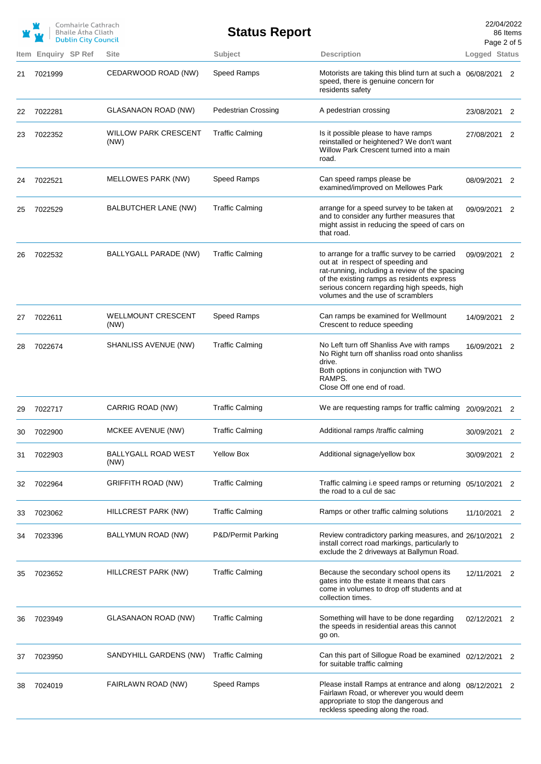# Status Report

| Item | Enquiry | SP Ref | Site | Subject | Description | Logged | Status |
|---|---|---|---|---|---|---|---|
| 21 | 7021999 | | CEDARWOOD ROAD (NW) | Speed Ramps | Motorists are taking this blind turn at such a speed, there is genuine concern for residents safety | 06/08/2021 | 2 |
| 22 | 7022281 | | GLASANAON ROAD (NW) | Pedestrian Crossing | A pedestrian crossing | 23/08/2021 | 2 |
| 23 | 7022352 | | WILLOW PARK CRESCENT (NW) | Traffic Calming | Is it possible please to have ramps reinstalled or heightened? We don't want Willow Park Crescent turned into a main road. | 27/08/2021 | 2 |
| 24 | 7022521 | | MELLOWES PARK (NW) | Speed Ramps | Can speed ramps please be examined/improved on Mellowes Park | 08/09/2021 | 2 |
| 25 | 7022529 | | BALBUTCHER LANE (NW) | Traffic Calming | arrange for a speed survey to be taken at and to consider any further measures that might assist in reducing the speed of cars on that road. | 09/09/2021 | 2 |
| 26 | 7022532 | | BALLYGALL PARADE (NW) | Traffic Calming | to arrange for a traffic survey to be carried out at in respect of speeding and rat-running, including a review of the spacing of the existing ramps as residents express serious concern regarding high speeds, high volumes and the use of scramblers | 09/09/2021 | 2 |
| 27 | 7022611 | | WELLMOUNT CRESCENT (NW) | Speed Ramps | Can ramps be examined for Wellmount Crescent to reduce speeding | 14/09/2021 | 2 |
| 28 | 7022674 | | SHANLISS AVENUE (NW) | Traffic Calming | No Left turn off Shanliss Ave with ramps<br>No Right turn off shanliss road onto shanliss drive.<br>Both options in conjunction with TWO RAMPS.<br>Close Off one end of road. | 16/09/2021 | 2 |
| 29 | 7022717 | | CARRIG ROAD (NW) | Traffic Calming | We are requesting ramps for traffic calming | 20/09/2021 | 2 |
| 30 | 7022900 | | MCKEE AVENUE (NW) | Traffic Calming | Additional ramps /traffic calming | 30/09/2021 | 2 |
| 31 | 7022903 | | BALLYGALL ROAD WEST (NW) | Yellow Box | Additional signage/yellow box | 30/09/2021 | 2 |
| 32 | 7022964 | | GRIFFITH ROAD (NW) | Traffic Calming | Traffic calming i.e speed ramps or returning the road to a cul de sac | 05/10/2021 | 2 |
| 33 | 7023062 | | HILLCREST PARK (NW) | Traffic Calming | Ramps or other traffic calming solutions | 11/10/2021 | 2 |
| 34 | 7023396 | | BALLYMUN ROAD (NW) | P&D/Permit Parking | Review contradictory parking measures, and install correct road markings, particularly to exclude the 2 driveways at Ballymun Road. | 26/10/2021 | 2 |
| 35 | 7023652 | | HILLCREST PARK (NW) | Traffic Calming | Because the secondary school opens its gates into the estate it means that cars come in volumes to drop off students and at collection times. | 12/11/2021 | 2 |
| 36 | 7023949 | | GLASANAON ROAD (NW) | Traffic Calming | Something will have to be done regarding the speeds in residential areas this cannot go on. | 02/12/2021 | 2 |
| 37 | 7023950 | | SANDYHILL GARDENS (NW) | Traffic Calming | Can this part of Sillogue Road be examined for suitable traffic calming | 02/12/2021 | 2 |
| 38 | 7024019 | | FAIRLAWN ROAD (NW) | Speed Ramps | Please install Ramps at entrance and along Fairlawn Road, or wherever you would deem appropriate to stop the dangerous and reckless speeding along the road. | 08/12/2021 | 2 |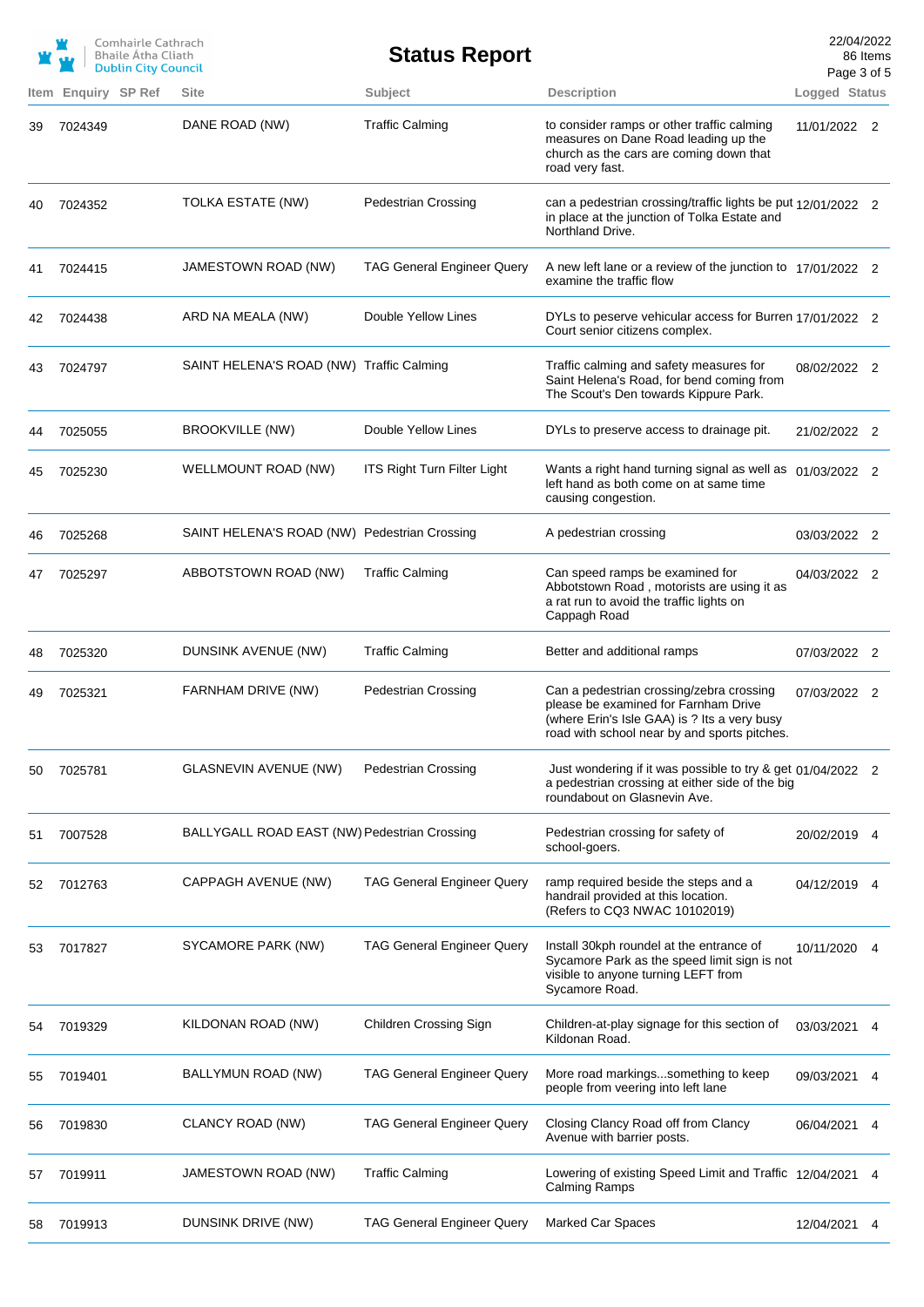# Status Report

Comhairle Cathrach Bhaile Átha Cliath
Dublin City Council

22/04/2022
86 Items

| Item | Enquiry | SP Ref | Site | Subject | Description | Logged | Status |
|---|---|---|---|---|---|---|---|
| 39 | 7024349 | | DANE ROAD (NW) | Traffic Calming | to consider ramps or other traffic calming measures on Dane Road leading up the church as the cars are coming down that road very fast. | 11/01/2022 | 2 |
| 40 | 7024352 | | TOLKA ESTATE (NW) | Pedestrian Crossing | can a pedestrian crossing/traffic lights be put in place at the junction of Tolka Estate and Northland Drive. | 12/01/2022 | 2 |
| 41 | 7024415 | | JAMESTOWN ROAD (NW) | TAG General Engineer Query | A new left lane or a review of the junction to examine the traffic flow | 17/01/2022 | 2 |
| 42 | 7024438 | | ARD NA MEALA (NW) | Double Yellow Lines | DYLs to peserve vehicular access for Burren Court senior citizens complex. | 17/01/2022 | 2 |
| 43 | 7024797 | | SAINT HELENA'S ROAD (NW) | Traffic Calming | Traffic calming and safety measures for Saint Helena's Road, for bend coming from The Scout's Den towards Kippure Park. | 08/02/2022 | 2 |
| 44 | 7025055 | | BROOKVILLE (NW) | Double Yellow Lines | DYLs to preserve access to drainage pit. | 21/02/2022 | 2 |
| 45 | 7025230 | | WELLMOUNT ROAD (NW) | ITS Right Turn Filter Light | Wants a right hand turning signal as well as left hand as both come on at same time causing congestion. | 01/03/2022 | 2 |
| 46 | 7025268 | | SAINT HELENA'S ROAD (NW) | Pedestrian Crossing | A pedestrian crossing | 03/03/2022 | 2 |
| 47 | 7025297 | | ABBOTSTOWN ROAD (NW) | Traffic Calming | Can speed ramps be examined for Abbotstown Road , motorists are using it as a rat run to avoid the traffic lights on Cappagh Road | 04/03/2022 | 2 |
| 48 | 7025320 | | DUNSINK AVENUE (NW) | Traffic Calming | Better and additional ramps | 07/03/2022 | 2 |
| 49 | 7025321 | | FARNHAM DRIVE (NW) | Pedestrian Crossing | Can a pedestrian crossing/zebra crossing please be examined for Farnham Drive (where Erin's Isle GAA) is ? Its a very busy road with school near by and sports pitches. | 07/03/2022 | 2 |
| 50 | 7025781 | | GLASNEVIN AVENUE (NW) | Pedestrian Crossing | Just wondering if it was possible to try & get a pedestrian crossing at either side of the big roundabout on Glasnevin Ave. | 01/04/2022 | 2 |
| 51 | 7007528 | | BALLYGALL ROAD EAST (NW) | Pedestrian Crossing | Pedestrian crossing for safety of school-goers. | 20/02/2019 | 4 |
| 52 | 7012763 | | CAPPAGH AVENUE (NW) | TAG General Engineer Query | ramp required beside the steps and a handrail provided at this location. (Refers to CQ3 NWAC 10102019) | 04/12/2019 | 4 |
| 53 | 7017827 | | SYCAMORE PARK (NW) | TAG General Engineer Query | Install 30kph roundel at the entrance of Sycamore Park as the speed limit sign is not visible to anyone turning LEFT from Sycamore Road. | 10/11/2020 | 4 |
| 54 | 7019329 | | KILDONAN ROAD (NW) | Children Crossing Sign | Children-at-play signage for this section of Kildonan Road. | 03/03/2021 | 4 |
| 55 | 7019401 | | BALLYMUN ROAD (NW) | TAG General Engineer Query | More road markings...something to keep people from veering into left lane | 09/03/2021 | 4 |
| 56 | 7019830 | | CLANCY ROAD (NW) | TAG General Engineer Query | Closing Clancy Road off from Clancy Avenue with barrier posts. | 06/04/2021 | 4 |
| 57 | 7019911 | | JAMESTOWN ROAD (NW) | Traffic Calming | Lowering of existing Speed Limit and Traffic Calming Ramps | 12/04/2021 | 4 |
| 58 | 7019913 | | DUNSINK DRIVE (NW) | TAG General Engineer Query | Marked Car Spaces | 12/04/2021 | 4 |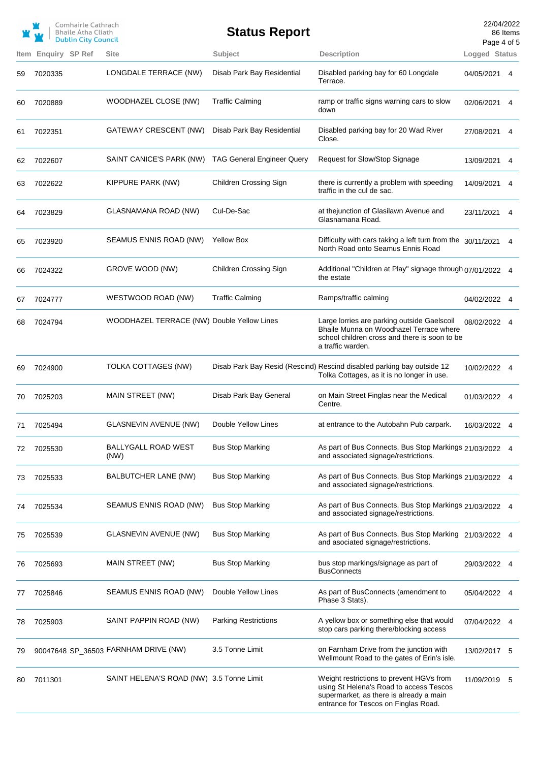# Status Report

Comhairle Cathrach Bhaile Átha Cliath
Dublin City Council

22/04/2022
86 Items

| Item | Enquiry | SP Ref | Site | Subject | Description | Logged | Status |
|---|---|---|---|---|---|---|---|
| 59 | 7020335 | | LONGDALE TERRACE (NW) | Disab Park Bay Residential | Disabled parking bay for 60 Longdale Terrace. | 04/05/2021 | 4 |
| 60 | 7020889 | | WOODHAZEL CLOSE (NW) | Traffic Calming | ramp or traffic signs warning cars to slow down | 02/06/2021 | 4 |
| 61 | 7022351 | | GATEWAY CRESCENT (NW) | Disab Park Bay Residential | Disabled parking bay for 20 Wad River Close. | 27/08/2021 | 4 |
| 62 | 7022607 | | SAINT CANICE'S PARK (NW) | TAG General Engineer Query | Request for Slow/Stop Signage | 13/09/2021 | 4 |
| 63 | 7022622 | | KIPPURE PARK (NW) | Children Crossing Sign | there is currently a problem with speeding traffic in the cul de sac. | 14/09/2021 | 4 |
| 64 | 7023829 | | GLASNAMANA ROAD (NW) | Cul-De-Sac | at thejunction of Glasilawn Avenue and Glasnamana Road. | 23/11/2021 | 4 |
| 65 | 7023920 | | SEAMUS ENNIS ROAD (NW) | Yellow Box | Difficulty with cars taking a left turn from the North Road onto Seamus Ennis Road | 30/11/2021 | 4 |
| 66 | 7024322 | | GROVE WOOD (NW) | Children Crossing Sign | Additional "Children at Play" signage through the estate | 07/01/2022 | 4 |
| 67 | 7024777 | | WESTWOOD ROAD (NW) | Traffic Calming | Ramps/traffic calming | 04/02/2022 | 4 |
| 68 | 7024794 | | WOODHAZEL TERRACE (NW) | Double Yellow Lines | Large lorries are parking outside Gaelscoil Bhaile Munna on Woodhazel Terrace where school children cross and there is soon to be a traffic warden. | 08/02/2022 | 4 |
| 69 | 7024900 | | TOLKA COTTAGES (NW) | Disab Park Bay Resid (Rescind) | Rescind disabled parking bay outside 12 Tolka Cottages, as it is no longer in use. | 10/02/2022 | 4 |
| 70 | 7025203 | | MAIN STREET (NW) | Disab Park Bay General | on Main Street Finglas near the Medical Centre. | 01/03/2022 | 4 |
| 71 | 7025494 | | GLASNEVIN AVENUE (NW) | Double Yellow Lines | at entrance to the Autobahn Pub carpark. | 16/03/2022 | 4 |
| 72 | 7025530 | | BALLYGALL ROAD WEST (NW) | Bus Stop Marking | As part of Bus Connects, Bus Stop Markings and associated signage/restrictions. | 21/03/2022 | 4 |
| 73 | 7025533 | | BALBUTCHER LANE (NW) | Bus Stop Marking | As part of Bus Connects, Bus Stop Markings and associated signage/restrictions. | 21/03/2022 | 4 |
| 74 | 7025534 | | SEAMUS ENNIS ROAD (NW) | Bus Stop Marking | As part of Bus Connects, Bus Stop Markings and associated signage/restrictions. | 21/03/2022 | 4 |
| 75 | 7025539 | | GLASNEVIN AVENUE (NW) | Bus Stop Marking | As part of Bus Connects, Bus Stop Marking and associated signage/restrictions. | 21/03/2022 | 4 |
| 76 | 7025693 | | MAIN STREET (NW) | Bus Stop Marking | bus stop markings/signage as part of BusConnects | 29/03/2022 | 4 |
| 77 | 7025846 | | SEAMUS ENNIS ROAD (NW) | Double Yellow Lines | As part of BusConnects (amendment to Phase 3 Stats). | 05/04/2022 | 4 |
| 78 | 7025903 | | SAINT PAPPIN ROAD (NW) | Parking Restrictions | A yellow box or something else that would stop cars parking there/blocking access | 07/04/2022 | 4 |
| 79 | 90047648 | SP_36503 | FARNHAM DRIVE (NW) | 3.5 Tonne Limit | on Farnham Drive from the junction with Wellmount Road to the gates of Erin's isle. | 13/02/2017 | 5 |
| 80 | 7011301 | | SAINT HELENA'S ROAD (NW) | 3.5 Tonne Limit | Weight restrictions to prevent HGVs from using St Helena's Road to access Tescos supermarket, as there is already a main entrance for Tescos on Finglas Road. | 11/09/2019 | 5 |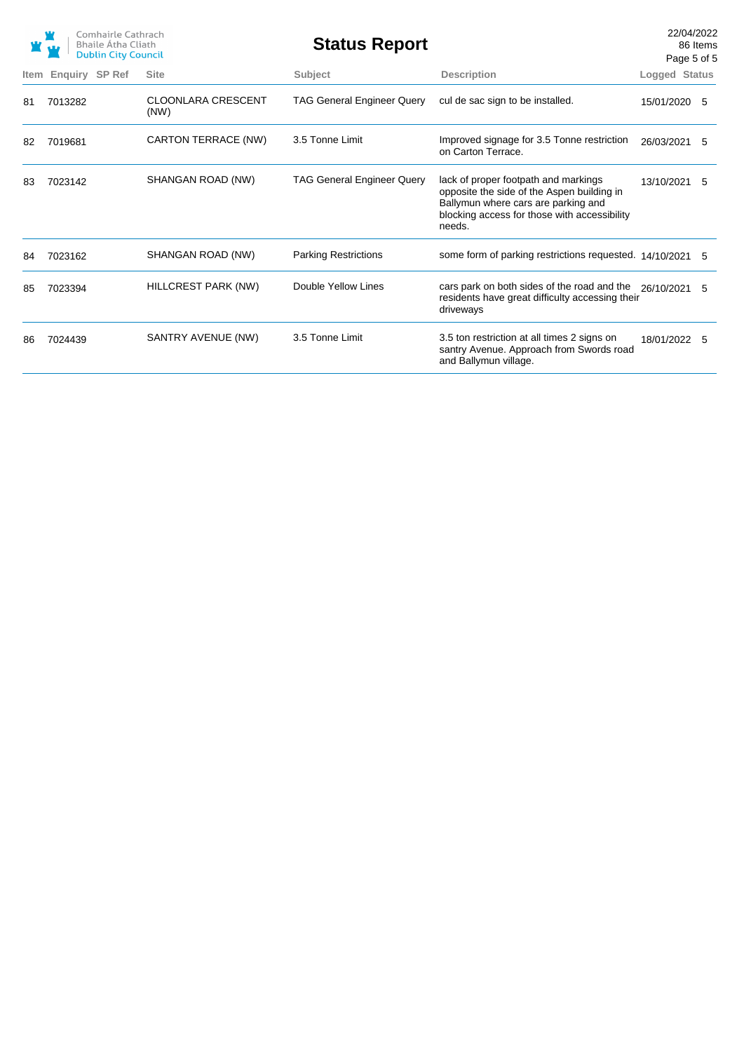| Item | Enquiry | SP Ref | Site | Subject | Description | Logged | Status |
|---|---|---|---|---|---|---|---|
| 81 | 7013282 | | CLOONLARA CRESCENT (NW) | TAG General Engineer Query | cul de sac sign to be installed. | 15/01/2020 | 5 |
| 82 | 7019681 | | CARTON TERRACE (NW) | 3.5 Tonne Limit | Improved signage for 3.5 Tonne restriction on Carton Terrace. | 26/03/2021 | 5 |
| 83 | 7023142 | | SHANGAN ROAD (NW) | TAG General Engineer Query | lack of proper footpath and markings opposite the side of the Aspen building in Ballymun where cars are parking and blocking access for those with accessibility needs. | 13/10/2021 | 5 |
| 84 | 7023162 | | SHANGAN ROAD (NW) | Parking Restrictions | some form of parking restrictions requested. | 14/10/2021 | 5 |
| 85 | 7023394 | | HILLCREST PARK (NW) | Double Yellow Lines | cars park on both sides of the road and the residents have great difficulty accessing their driveways | 26/10/2021 | 5 |
| 86 | 7024439 | | SANTRY AVENUE (NW) | 3.5 Tonne Limit | 3.5 ton restriction at all times 2 signs on santry Avenue. Approach from Swords road and Ballymun village. | 18/01/2022 | 5 |